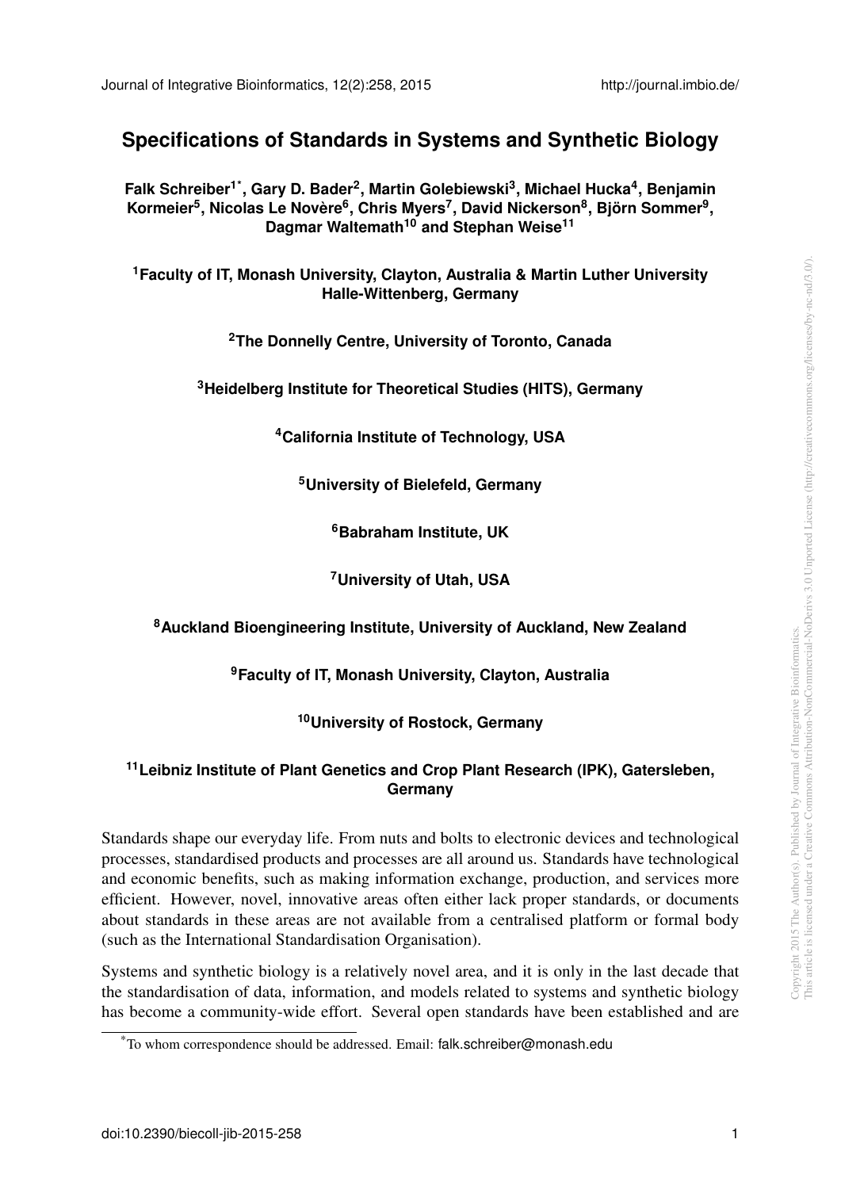# Specifications of Standards in Systems and Synthetic Biology

**Falk Schreiber[1*], Gary D. Bader[2], Martin Golebiewski[3], Michael Hucka[4], Benjamin Kormeier[5], Nicolas Le Novère[6], Chris Myers[7], David Nickerson[8], Björn Sommer[9], Dagmar Waltemath[10] and Stephan Weise[11]**

**[1]Faculty of IT, Monash University, Clayton, Australia & Martin Luther University Halle-Wittenberg, Germany**

**[2]The Donnelly Centre, University of Toronto, Canada**

**[3]Heidelberg Institute for Theoretical Studies (HITS), Germany**

**[4]California Institute of Technology, USA**

**[5]University of Bielefeld, Germany**

**[6]Babraham Institute, UK**

**[7]University of Utah, USA**

**[8]Auckland Bioengineering Institute, University of Auckland, New Zealand**

**[9]Faculty of IT, Monash University, Clayton, Australia**

**[10]University of Rostock, Germany**

**[11]Leibniz Institute of Plant Genetics and Crop Plant Research (IPK), Gatersleben, Germany**

Standards shape our everyday life. From nuts and bolts to electronic devices and technological processes, standardised products and processes are all around us. Standards have technological and economic benefits, such as making information exchange, production, and services more efficient. However, novel, innovative areas often either lack proper standards, or documents about standards in these areas are not available from a centralised platform or formal body (such as the International Standardisation Organisation).

Systems and synthetic biology is a relatively novel area, and it is only in the last decade that the standardisation of data, information, and models related to systems and synthetic biology has become a community-wide effort. Several open standards have been established and are

[*]To whom correspondence should be addressed. Email: falk.schreiber@monash.edu

Copyright 2015 The Author(s). Published by Journal of Integrative Bioinformatics. This article is licensed under a Creative Commons Attribution-NonCommercial-NoDerivs 3.0 Unported License (http://creativecommons.org/licenses/by-nc-nd/3.0/).

doi:10.2390/biecoll-jib-2015-258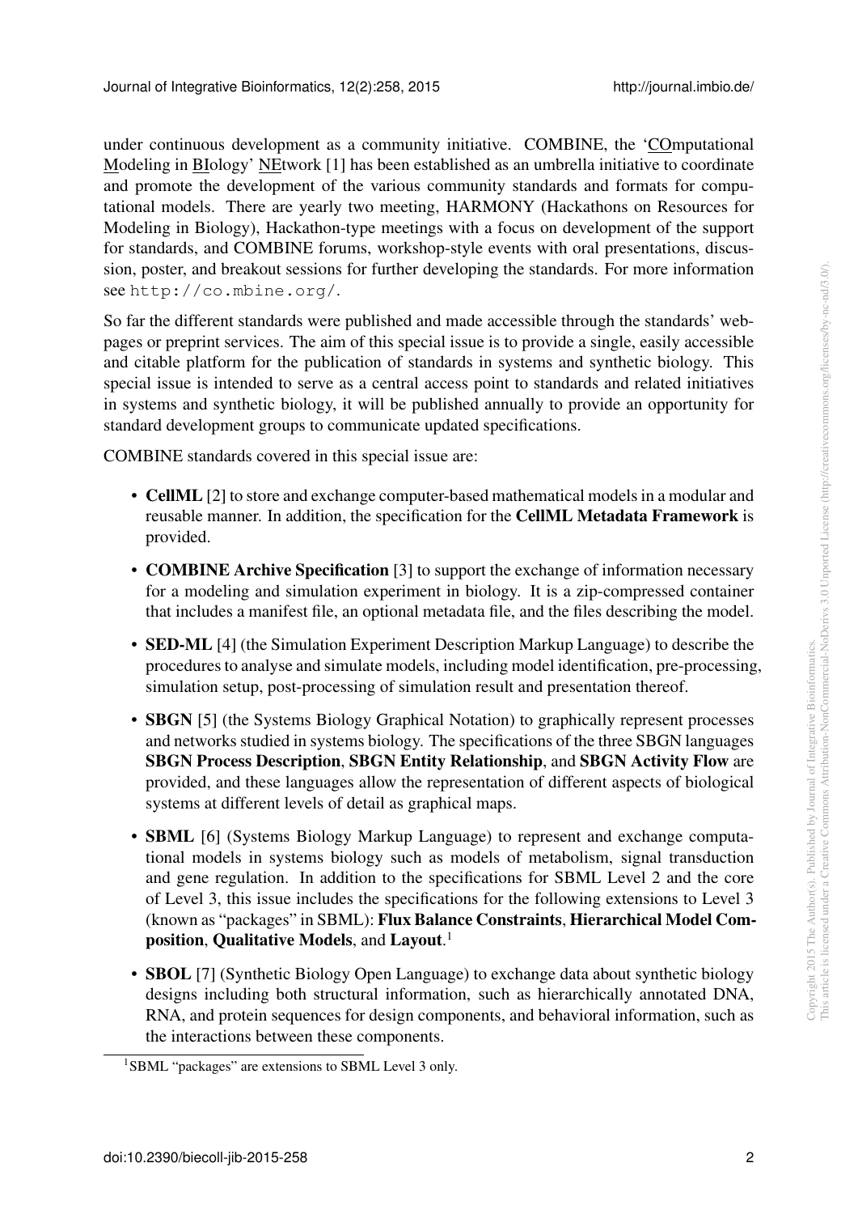under continuous development as a community initiative. COMBINE, the 'COmputational Modeling in BIology' NEtwork [1] has been established as an umbrella initiative to coordinate and promote the development of the various community standards and formats for computational models. There are yearly two meeting, HARMONY (Hackathons on Resources for Modeling in Biology), Hackathon-type meetings with a focus on development of the support for standards, and COMBINE forums, workshop-style events with oral presentations, discussion, poster, and breakout sessions for further developing the standards. For more information see http://co.mbine.org/.

So far the different standards were published and made accessible through the standards' webpages or preprint services. The aim of this special issue is to provide a single, easily accessible and citable platform for the publication of standards in systems and synthetic biology. This special issue is intended to serve as a central access point to standards and related initiatives in systems and synthetic biology, it will be published annually to provide an opportunity for standard development groups to communicate updated specifications.

COMBINE standards covered in this special issue are:

- **CellML** [2] to store and exchange computer-based mathematical models in a modular and reusable manner. In addition, the specification for the **CellML Metadata Framework** is provided.
- **COMBINE Archive Specification** [3] to support the exchange of information necessary for a modeling and simulation experiment in biology. It is a zip-compressed container that includes a manifest file, an optional metadata file, and the files describing the model.
- **SED-ML** [4] (the Simulation Experiment Description Markup Language) to describe the procedures to analyse and simulate models, including model identification, pre-processing, simulation setup, post-processing of simulation result and presentation thereof.
- **SBGN** [5] (the Systems Biology Graphical Notation) to graphically represent processes and networks studied in systems biology. The specifications of the three SBGN languages **SBGN Process Description**, **SBGN Entity Relationship**, and **SBGN Activity Flow** are provided, and these languages allow the representation of different aspects of biological systems at different levels of detail as graphical maps.
- **SBML** [6] (Systems Biology Markup Language) to represent and exchange computational models in systems biology such as models of metabolism, signal transduction and gene regulation. In addition to the specifications for SBML Level 2 and the core of Level 3, this issue includes the specifications for the following extensions to Level 3 (known as "packages" in SBML): **Flux Balance Constraints**, **Hierarchical Model Composition**, **Qualitative Models**, and **Layout**.[1]
- **SBOL** [7] (Synthetic Biology Open Language) to exchange data about synthetic biology designs including both structural information, such as hierarchically annotated DNA, RNA, and protein sequences for design components, and behavioral information, such as the interactions between these components.

[1] SBML "packages" are extensions to SBML Level 3 only.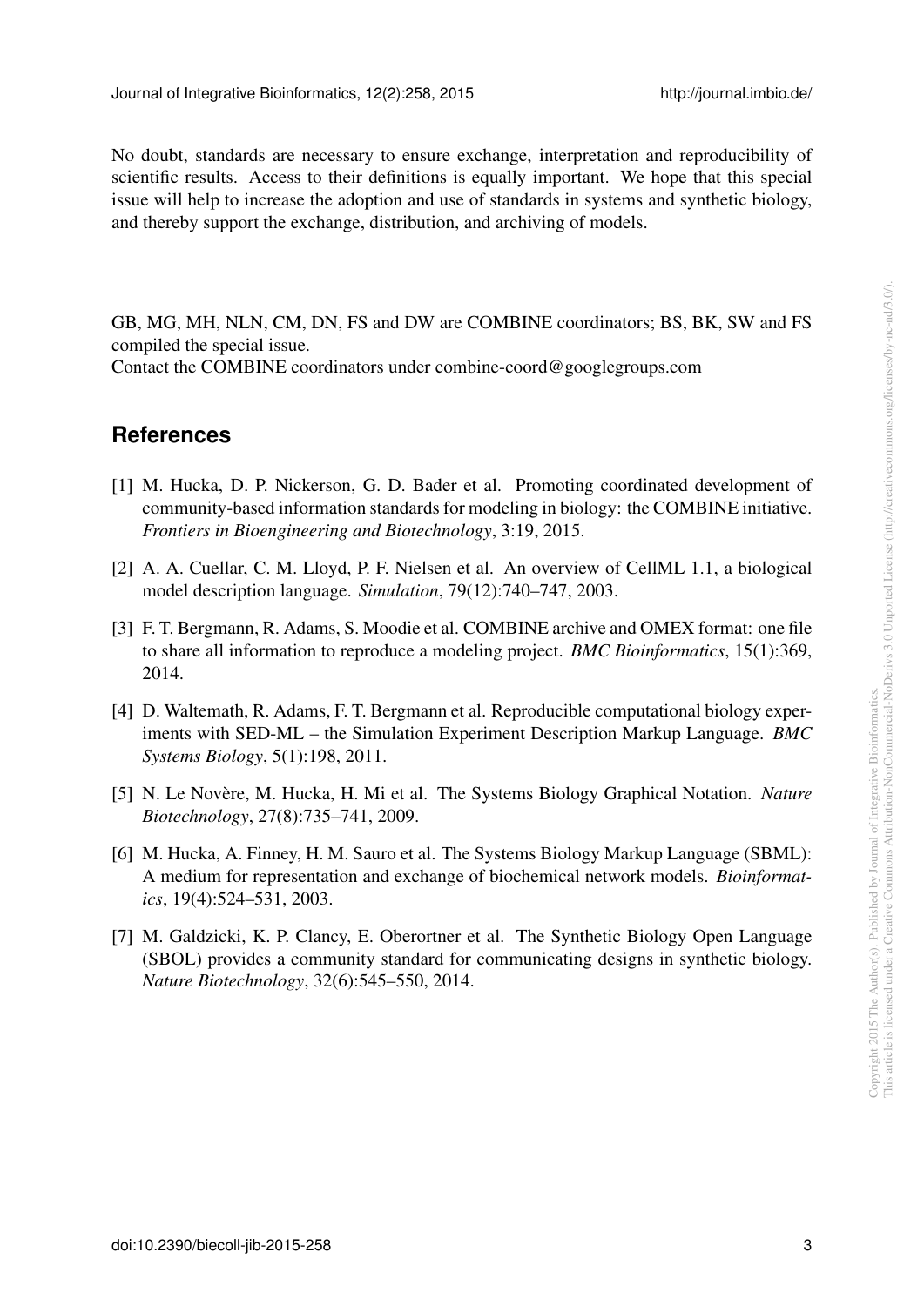No doubt, standards are necessary to ensure exchange, interpretation and reproducibility of scientific results. Access to their definitions is equally important. We hope that this special issue will help to increase the adoption and use of standards in systems and synthetic biology, and thereby support the exchange, distribution, and archiving of models.

GB, MG, MH, NLN, CM, DN, FS and DW are COMBINE coordinators; BS, BK, SW and FS compiled the special issue.
Contact the COMBINE coordinators under combine-coord@googlegroups.com

## References

[1] M. Hucka, D. P. Nickerson, G. D. Bader et al. Promoting coordinated development of community-based information standards for modeling in biology: the COMBINE initiative. *Frontiers in Bioengineering and Biotechnology*, 3:19, 2015.

[2] A. A. Cuellar, C. M. Lloyd, P. F. Nielsen et al. An overview of CellML 1.1, a biological model description language. *Simulation*, 79(12):740–747, 2003.

[3] F. T. Bergmann, R. Adams, S. Moodie et al. COMBINE archive and OMEX format: one file to share all information to reproduce a modeling project. *BMC Bioinformatics*, 15(1):369, 2014.

[4] D. Waltemath, R. Adams, F. T. Bergmann et al. Reproducible computational biology experiments with SED-ML – the Simulation Experiment Description Markup Language. *BMC Systems Biology*, 5(1):198, 2011.

[5] N. Le Novère, M. Hucka, H. Mi et al. The Systems Biology Graphical Notation. *Nature Biotechnology*, 27(8):735–741, 2009.

[6] M. Hucka, A. Finney, H. M. Sauro et al. The Systems Biology Markup Language (SBML): A medium for representation and exchange of biochemical network models. *Bioinformatics*, 19(4):524–531, 2003.

[7] M. Galdzicki, K. P. Clancy, E. Oberortner et al. The Synthetic Biology Open Language (SBOL) provides a community standard for communicating designs in synthetic biology. *Nature Biotechnology*, 32(6):545–550, 2014.

Copyright 2015 The Author(s). Published by Journal of Integrative Bioinformatics.
This article is licensed under a Creative Commons Attribution-NonCommercial-NoDerivs 3.0 Unported License (http://creativecommons.org/licenses/by-nc-nd/3.0/).